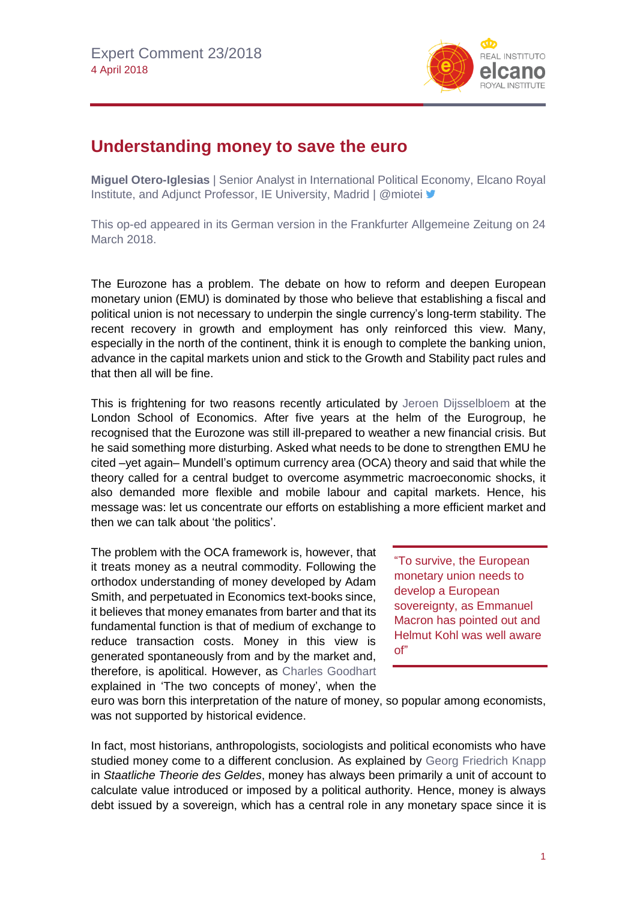Expert Comment 23/2018
4 April 2018

# Understanding money to save the euro

**Miguel Otero-Iglesias** | Senior Analyst in International Political Economy, Elcano Royal Institute, and Adjunct Professor, IE University, Madrid | @miotei

This op-ed appeared in its German version in the Frankfurter Allgemeine Zeitung on 24 March 2018.

The Eurozone has a problem. The debate on how to reform and deepen European monetary union (EMU) is dominated by those who believe that establishing a fiscal and political union is not necessary to underpin the single currency's long-term stability. The recent recovery in growth and employment has only reinforced this view. Many, especially in the north of the continent, think it is enough to complete the banking union, advance in the capital markets union and stick to the Growth and Stability pact rules and that then all will be fine.

This is frightening for two reasons recently articulated by Jeroen Dijsselbloem at the London School of Economics. After five years at the helm of the Eurogroup, he recognised that the Eurozone was still ill-prepared to weather a new financial crisis. But he said something more disturbing. Asked what needs to be done to strengthen EMU he cited –yet again– Mundell's optimum currency area (OCA) theory and said that while the theory called for a central budget to overcome asymmetric macroeconomic shocks, it also demanded more flexible and mobile labour and capital markets. Hence, his message was: let us concentrate our efforts on establishing a more efficient market and then we can talk about 'the politics'.

> "To survive, the European monetary union needs to develop a European sovereignty, as Emmanuel Macron has pointed out and Helmut Kohl was well aware of"

The problem with the OCA framework is, however, that it treats money as a neutral commodity. Following the orthodox understanding of money developed by Adam Smith, and perpetuated in Economics text-books since, it believes that money emanates from barter and that its fundamental function is that of medium of exchange to reduce transaction costs. Money in this view is generated spontaneously from and by the market and, therefore, is apolitical. However, as Charles Goodhart explained in 'The two concepts of money', when the euro was born this interpretation of the nature of money, so popular among economists, was not supported by historical evidence.

In fact, most historians, anthropologists, sociologists and political economists who have studied money come to a different conclusion. As explained by Georg Friedrich Knapp in *Staatliche Theorie des Geldes*, money has always been primarily a unit of account to calculate value introduced or imposed by a political authority. Hence, money is always debt issued by a sovereign, which has a central role in any monetary space since it is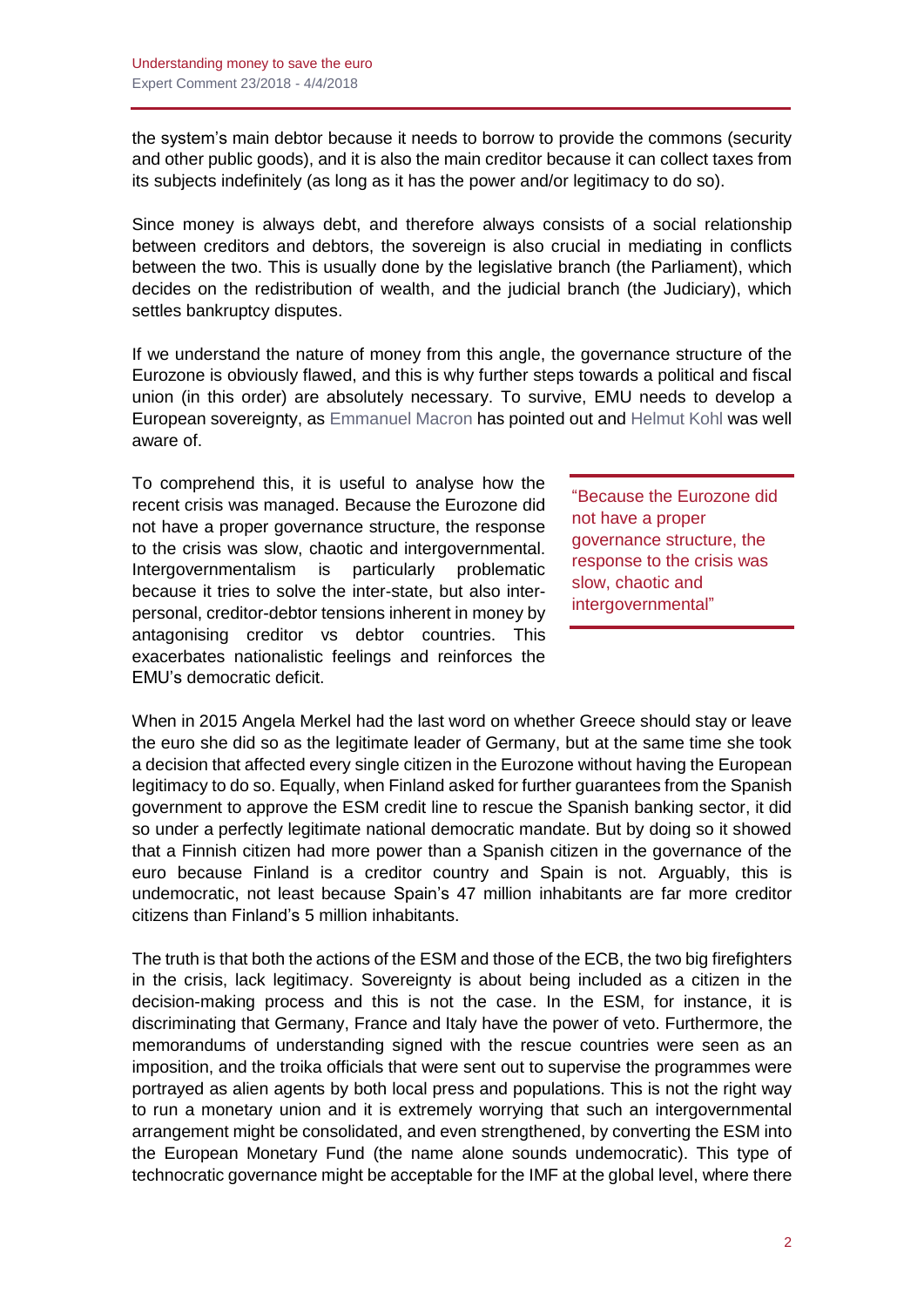the system's main debtor because it needs to borrow to provide the commons (security and other public goods), and it is also the main creditor because it can collect taxes from its subjects indefinitely (as long as it has the power and/or legitimacy to do so).

Since money is always debt, and therefore always consists of a social relationship between creditors and debtors, the sovereign is also crucial in mediating in conflicts between the two. This is usually done by the legislative branch (the Parliament), which decides on the redistribution of wealth, and the judicial branch (the Judiciary), which settles bankruptcy disputes.

If we understand the nature of money from this angle, the governance structure of the Eurozone is obviously flawed, and this is why further steps towards a political and fiscal union (in this order) are absolutely necessary. To survive, EMU needs to develop a European sovereignty, as Emmanuel Macron has pointed out and Helmut Kohl was well aware of.

To comprehend this, it is useful to analyse how the recent crisis was managed. Because the Eurozone did not have a proper governance structure, the response to the crisis was slow, chaotic and intergovernmental. Intergovernmentalism is particularly problematic because it tries to solve the inter-state, but also inter-personal, creditor-debtor tensions inherent in money by antagonising creditor vs debtor countries. This exacerbates nationalistic feelings and reinforces the EMU's democratic deficit.

> "Because the Eurozone did not have a proper governance structure, the response to the crisis was slow, chaotic and intergovernmental"

When in 2015 Angela Merkel had the last word on whether Greece should stay or leave the euro she did so as the legitimate leader of Germany, but at the same time she took a decision that affected every single citizen in the Eurozone without having the European legitimacy to do so. Equally, when Finland asked for further guarantees from the Spanish government to approve the ESM credit line to rescue the Spanish banking sector, it did so under a perfectly legitimate national democratic mandate. But by doing so it showed that a Finnish citizen had more power than a Spanish citizen in the governance of the euro because Finland is a creditor country and Spain is not. Arguably, this is undemocratic, not least because Spain's 47 million inhabitants are far more creditor citizens than Finland's 5 million inhabitants.

The truth is that both the actions of the ESM and those of the ECB, the two big firefighters in the crisis, lack legitimacy. Sovereignty is about being included as a citizen in the decision-making process and this is not the case. In the ESM, for instance, it is discriminating that Germany, France and Italy have the power of veto. Furthermore, the memorandums of understanding signed with the rescue countries were seen as an imposition, and the troika officials that were sent out to supervise the programmes were portrayed as alien agents by both local press and populations. This is not the right way to run a monetary union and it is extremely worrying that such an intergovernmental arrangement might be consolidated, and even strengthened, by converting the ESM into the European Monetary Fund (the name alone sounds undemocratic). This type of technocratic governance might be acceptable for the IMF at the global level, where there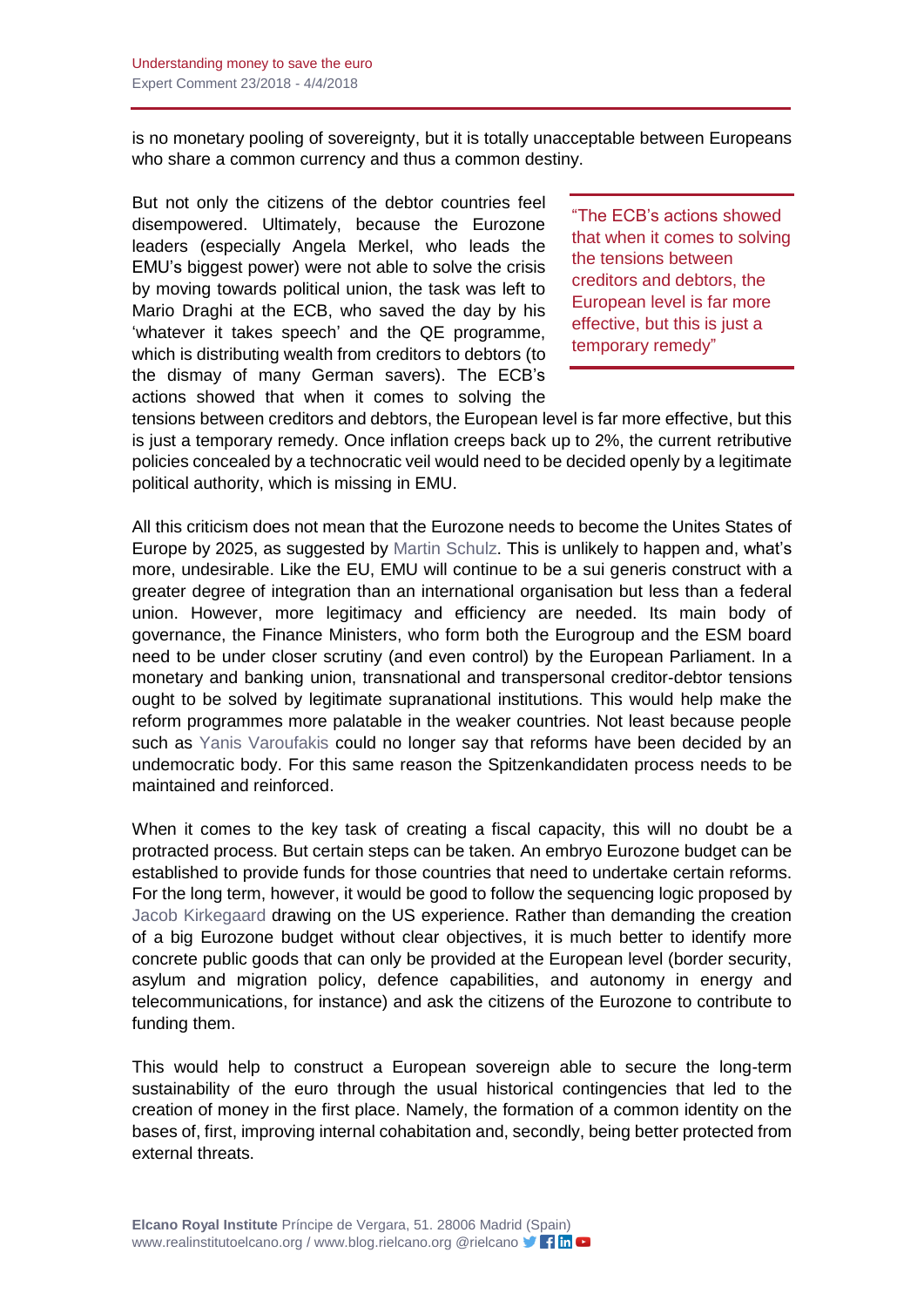is no monetary pooling of sovereignty, but it is totally unacceptable between Europeans who share a common currency and thus a common destiny.

But not only the citizens of the debtor countries feel disempowered. Ultimately, because the Eurozone leaders (especially Angela Merkel, who leads the EMU's biggest power) were not able to solve the crisis by moving towards political union, the task was left to Mario Draghi at the ECB, who saved the day by his 'whatever it takes speech' and the QE programme, which is distributing wealth from creditors to debtors (to the dismay of many German savers). The ECB's actions showed that when it comes to solving the tensions between creditors and debtors, the European level is far more effective, but this is just a temporary remedy. Once inflation creeps back up to 2%, the current retributive policies concealed by a technocratic veil would need to be decided openly by a legitimate political authority, which is missing in EMU.

> "The ECB's actions showed that when it comes to solving the tensions between creditors and debtors, the European level is far more effective, but this is just a temporary remedy"

All this criticism does not mean that the Eurozone needs to become the Unites States of Europe by 2025, as suggested by Martin Schulz. This is unlikely to happen and, what's more, undesirable. Like the EU, EMU will continue to be a sui generis construct with a greater degree of integration than an international organisation but less than a federal union. However, more legitimacy and efficiency are needed. Its main body of governance, the Finance Ministers, who form both the Eurogroup and the ESM board need to be under closer scrutiny (and even control) by the European Parliament. In a monetary and banking union, transnational and transpersonal creditor-debtor tensions ought to be solved by legitimate supranational institutions. This would help make the reform programmes more palatable in the weaker countries. Not least because people such as Yanis Varoufakis could no longer say that reforms have been decided by an undemocratic body. For this same reason the Spitzenkandidaten process needs to be maintained and reinforced.

When it comes to the key task of creating a fiscal capacity, this will no doubt be a protracted process. But certain steps can be taken. An embryo Eurozone budget can be established to provide funds for those countries that need to undertake certain reforms. For the long term, however, it would be good to follow the sequencing logic proposed by Jacob Kirkegaard drawing on the US experience. Rather than demanding the creation of a big Eurozone budget without clear objectives, it is much better to identify more concrete public goods that can only be provided at the European level (border security, asylum and migration policy, defence capabilities, and autonomy in energy and telecommunications, for instance) and ask the citizens of the Eurozone to contribute to funding them.

This would help to construct a European sovereign able to secure the long-term sustainability of the euro through the usual historical contingencies that led to the creation of money in the first place. Namely, the formation of a common identity on the bases of, first, improving internal cohabitation and, secondly, being better protected from external threats.